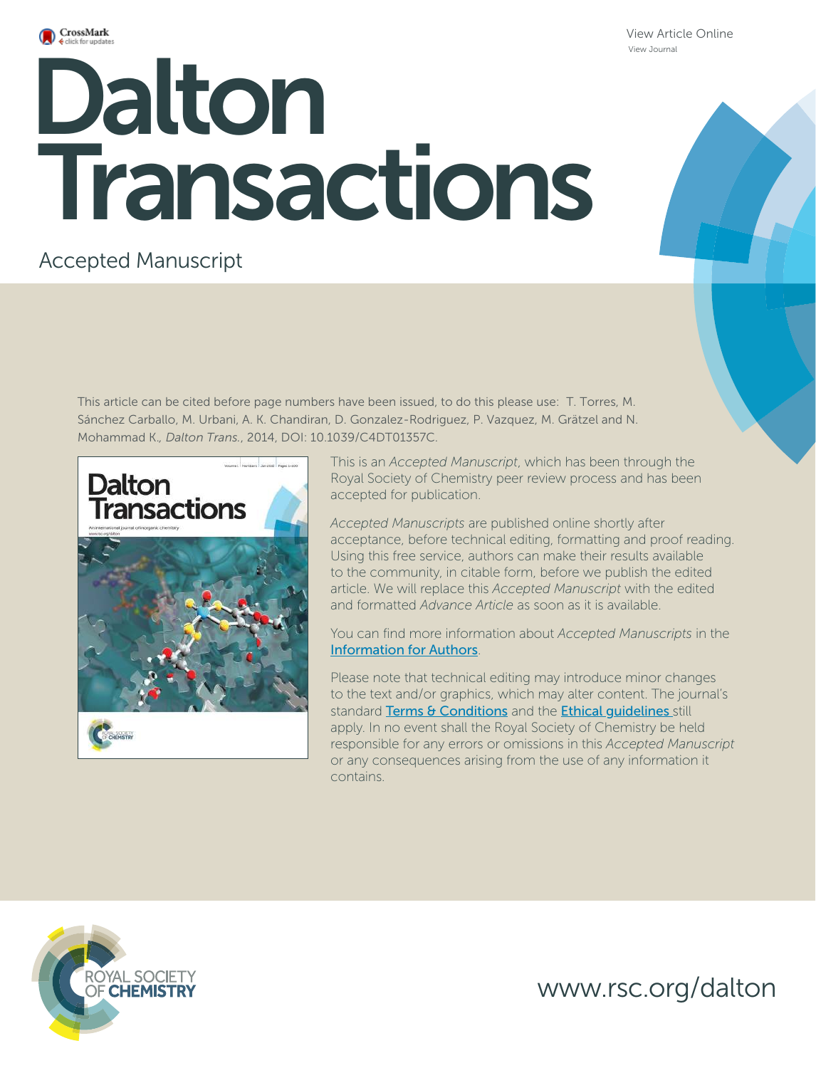# Dalton Transactions

Accepted Manuscript

This article can be cited before page numbers have been issued, to do this please use: T. Torres, M. Sánchez Carballo, M. Urbani, A. K. Chandiran, D. Gonzalez-Rodriguez, P. Vazquez, M. Grätzel and N. Mohammad K., *Dalton Trans.*, 2014, DOI: 10.1039/C4DT01357C.

This is an *Accepted Manuscript*, which has been through the Royal Society of Chemistry peer review process and has been accepted for publication.

*Accepted Manuscripts* are published online shortly after acceptance, before technical editing, formatting and proof reading. Using this free service, authors can make their results available to the community, in citable form, before we publish the edited article. We will replace this *Accepted Manuscript* with the edited and formatted *Advance Article* as soon as it is available.

You can find more information about *Accepted Manuscripts* in the Information for Authors.

Please note that technical editing may introduce minor changes to the text and/or graphics, which may alter content. The journal's standard Terms & Conditions and the Ethical guidelines still apply. In no event shall the Royal Society of Chemistry be held responsible for any errors or omissions in this *Accepted Manuscript* or any consequences arising from the use of any information it contains.

www.rsc.org/dalton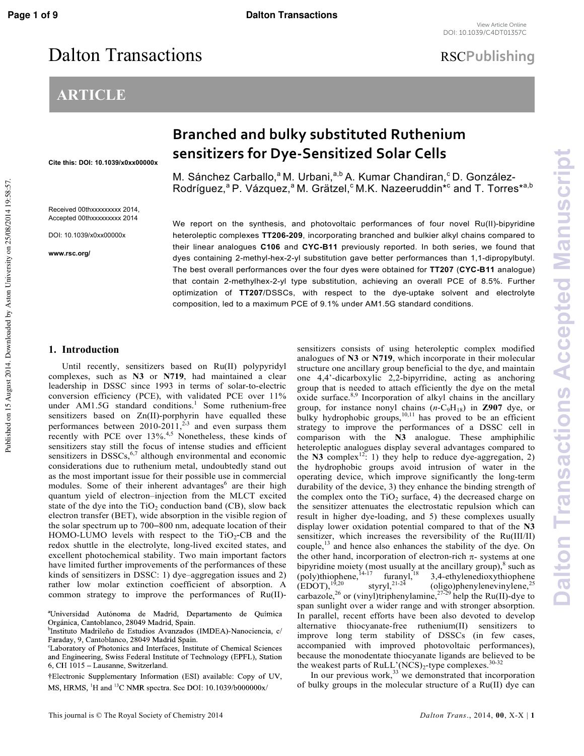Dalton Transactions

RSCPublishing

# ARTICLE

## Branched and bulky substituted Ruthenium sensitizers for Dye-Sensitized Solar Cells

Cite this: DOI: 10.1039/x0xx00000x

M. Sánchez Carballo,[a] M. Urbani,[a,b] A. Kumar Chandiran,[c] D. González-Rodríguez,[a] P. Vázquez,[a] M. Grätzel,[c] M.K. Nazeeruddin*[c] and T. Torres*[a,b]

Received 00thxxxxxxxxx 2014,
Accepted 00thxxxxxxxxx 2014

DOI: 10.1039/x0xx00000x

www.rsc.org/

We report on the synthesis, and photovoltaic performances of four novel Ru(II)-bipyridine heteroleptic complexes **TT206-209**, incorporating branched and bulkier alkyl chains compared to their linear analogues **C106** and **CYC-B11** previously reported. In both series, we found that dyes containing 2-methyl-hex-2-yl substitution gave better performances than 1,1-dipropylbutyl. The best overall performances over the four dyes were obtained for **TT207** (**CYC-B11** analogue) that contain 2-methylhex-2-yl type substitution, achieving an overall PCE of 8.5%. Further optimization of **TT207**/DSSCs, with respect to the dye-uptake solvent and electrolyte composition, led to a maximum PCE of 9.1% under AM1.5G standard conditions.

## 1. Introduction

Until recently, sensitizers based on Ru(II) polypyridyl complexes, such as **N3** or **N719**, had maintained a clear leadership in DSSC since 1993 in terms of solar-to-electric conversion efficiency (PCE), with validated PCE over 11% under AM1.5G standard conditions.[1] Some ruthenium-free sensitizers based on Zn(II)-porphyrin have equalled these performances between 2010-2011,[2,3] and even surpass them recently with PCE over 13%.[4,5] Nonetheless, these kinds of sensitizers stay still the focus of intense studies and efficient sensitizers in DSSCs,[6,7] although environmental and economic considerations due to ruthenium metal, undoubtedly stand out as the most important issue for their possible use in commercial modules. Some of their inherent advantages[6] are their high quantum yield of electron–injection from the MLCT excited state of the dye into the $TiO_2$ conduction band (CB), slow back electron transfer (BET), wide absorption in the visible region of the solar spectrum up to 700–800 nm, adequate location of their HOMO-LUMO levels with respect to the $TiO_2$-CB and the redox shuttle in the electrolyte, long-lived excited states, and excellent photochemical stability. Two main important factors have limited further improvements of the performances of these kinds of sensitizers in DSSC: 1) dye–aggregation issues and 2) rather low molar extinction coefficient of absorption. A common strategy to improve the performances of Ru(II)-sensitizers consists of using heteroleptic complex modified analogues of **N3** or **N719**, which incorporate in their molecular structure one ancillary group beneficial to the dye, and maintain one 4,4'-dicarboxylic 2,2-bipyrridine, acting as anchoring group that is needed to attach efficiently the dye on the metal oxide surface.[8,9] Incorporation of alkyl chains in the ancillary group, for instance nonyl chains ($n$-$C_9H_{18}$) in **Z907** dye, or bulky hydrophobic groups,[10,11] has proved to be an efficient strategy to improve the performances of a DSSC cell in comparison with the **N3** analogue. These amphiphilic heteroleptic analogues display several advantages compared to the **N3** complex[12]: 1) they help to reduce dye-aggregation, 2) the hydrophobic groups avoid intrusion of water in the operating device, which improve significantly the long-term durability of the device, 3) they enhance the binding strength of the complex onto the $TiO_2$ surface, 4) the decreased charge on the sensitizer attenuates the electrostatic repulsion which can result in higher dye-loading, and 5) these complexes usually display lower oxidation potential compared to that of the **N3** sensitizer, which increases the reversibility of the Ru(III/II) couple,[13] and hence also enhances the stability of the dye. On the other hand, incorporation of electron-rich π- systems at one bipyridine moiety (most usually at the ancillary group),[8] such as (poly)thiophene,[14-17] furanyl,[18] 3,4-ethylenedioxythiophene (EDOT),[19,20] styryl,[21-24] (oligo)phenylenevinylene,[25] carbazole,[26] or (vinyl)triphenylamine,[27-29] help the Ru(II)-dye to span sunlight over a wider range and with stronger absorption. In parallel, recent efforts have been also devoted to develop alternative thiocyanate-free ruthenium(II) sensitizers to improve long term stability of DSSCs (in few cases, accompanied with improved photovoltaic performances), because the monodentate thiocyanate ligands are believed to be the weakest parts of RuLL'$(NCS)_2$-type complexes.[30-32]

In our previous work,[33] we demonstrated that incorporation of bulky groups in the molecular structure of a Ru(II) dye can

[a]Universidad Autónoma de Madrid, Departamento de Química Orgánica, Cantoblanco, 28049 Madrid, Spain.
[b]Instituto Madrileño de Estudios Avanzados (IMDEA)-Nanociencia, c/ Faraday, 9, Cantoblanco, 28049 Madrid Spain.
[c]Laboratory of Photonics and Interfaces, Institute of Chemical Sciences and Engineering, Swiss Federal Institute of Technology (EPFL), Station 6, CH 1015 – Lausanne, Switzerland.
†Electronic Supplementary Information (ESI) available: Copy of UV, MS, HRMS, [1]H and [13]C NMR spectra. See DOI: 10.1039/b000000x/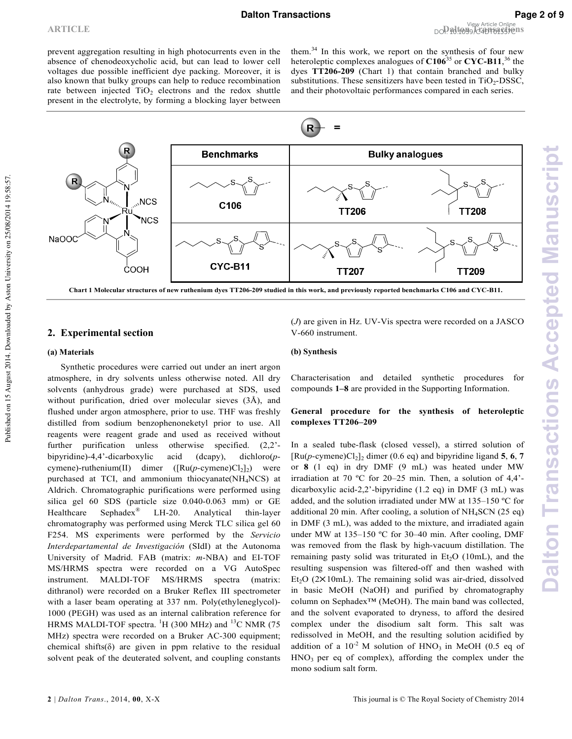prevent aggregation resulting in high photocurrents even in the absence of chenodeoxycholic acid, but can lead to lower cell voltages due possible inefficient dye packing. Moreover, it is also known that bulky groups can help to reduce recombination rate between injected $TiO_2$ electrons and the redox shuttle present in the electrolyte, by forming a blocking layer between them.[34] In this work, we report on the synthesis of four new heteroleptic complexes analogues of **C106**[35] or **CYC-B11**,[36] the dyes **TT206-209** (Chart 1) that contain branched and bulky substitutions. These sensitizers have been tested in $TiO_2$-DSSC, and their photovoltaic performances compared in each series.

**Chart 1 Molecular structures of new ruthenium dyes TT206-209 studied in this work, and previously reported benchmarks C106 and CYC-B11.**

## 2. Experimental section

### (a) Materials

Synthetic procedures were carried out under an inert argon atmosphere, in dry solvents unless otherwise noted. All dry solvents (anhydrous grade) were purchased at SDS, used without purification, dried over molecular sieves (3Å), and flushed under argon atmosphere, prior to use. THF was freshly distilled from sodium benzophenoneketyl prior to use. All reagents were reagent grade and used as received without further purification unless otherwise specified. (2,2'-bipyridine)-4,4'-dicarboxylic acid (dcapy), dichloro(*p*-cymene)-ruthenium(II) dimer ($[Ru(p\text{-cymene})Cl_2]_2$) were purchased at TCI, and ammonium thiocyanate($NH_4NCS$) at Aldrich. Chromatographic purifications were performed using silica gel 60 SDS (particle size 0.040-0.063 mm) or GE Healthcare Sephadex® LH-20. Analytical thin-layer chromatography was performed using Merck TLC silica gel 60 F254. MS experiments were performed by the *Servicio Interdepartamental de Investigación* (SIdI) at the Autonoma University of Madrid. FAB (matrix: *m*-NBA) and EI-TOF MS/HRMS spectra were recorded on a VG AutoSpec instrument. MALDI-TOF MS/HRMS spectra (matrix: dithranol) were recorded on a Bruker Reflex III spectrometer with a laser beam operating at 337 nm. Poly(ethyleneglycol)-1000 (PEGH) was used as an internal calibration reference for HRMS MALDI-TOF spectra. $^1H$ (300 MHz) and $^{13}C$ NMR (75 MHz) spectra were recorded on a Bruker AC-300 equipment; chemical shifts(δ) are given in ppm relative to the residual solvent peak of the deuterated solvent, and coupling constants (*J*) are given in Hz. UV-Vis spectra were recorded on a JASCO V-660 instrument.

### (b) Synthesis

Characterisation and detailed synthetic procedures for compounds **1–8** are provided in the Supporting Information.

**General procedure for the synthesis of heteroleptic complexes TT206–209**

In a sealed tube-flask (closed vessel), a stirred solution of $[Ru(p\text{-cymene})Cl_2]_2$ dimer (0.6 eq) and bipyridine ligand **5**, **6**, **7** or **8** (1 eq) in dry DMF (9 mL) was heated under MW irradiation at 70 ºC for 20–25 min. Then, a solution of 4,4'-dicarboxylic acid-2,2'-bipyridine (1.2 eq) in DMF (3 mL) was added, and the solution irradiated under MW at 135–150 ºC for additional 20 min. After cooling, a solution of $NH_4SCN$ (25 eq) in DMF (3 mL), was added to the mixture, and irradiated again under MW at 135–150 ºC for 30–40 min. After cooling, DMF was removed from the flask by high-vacuum distillation. The remaining pasty solid was triturated in $Et_2O$ (10mL), and the resulting suspension was filtered-off and then washed with $Et_2O$ (2×10mL). The remaining solid was air-dried, dissolved in basic MeOH (NaOH) and purified by chromatography column on Sephadex™ (MeOH). The main band was collected, and the solvent evaporated to dryness, to afford the desired complex under the disodium salt form. This salt was redissolved in MeOH, and the resulting solution acidified by addition of a $10^{-2}$ M solution of $HNO_3$ in MeOH (0.5 eq of $HNO_3$ per eq of complex), affording the complex under the mono sodium salt form.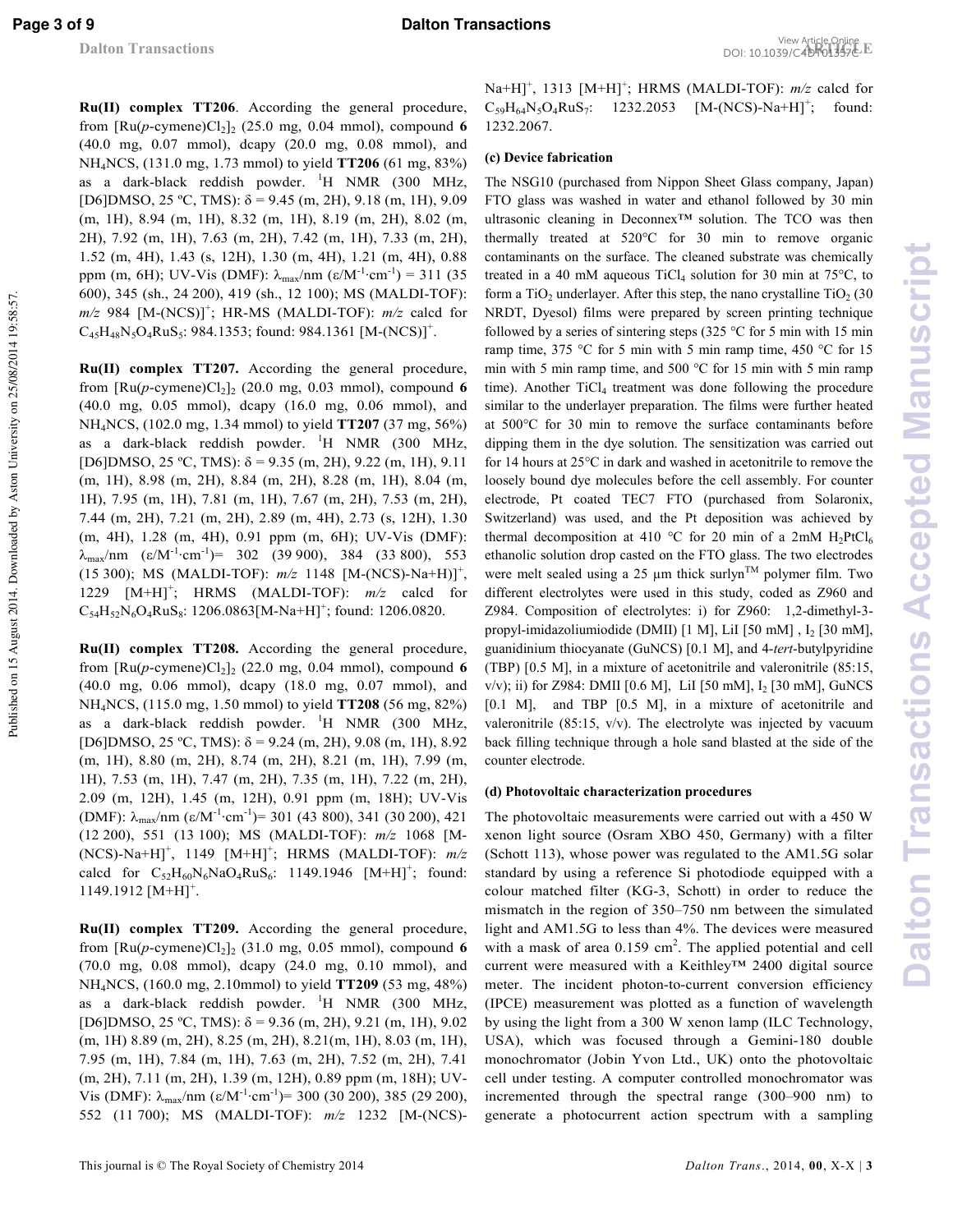**Ru(II) complex TT206**. According the general procedure, from $[Ru(p\text{-cymene})Cl_2]_2$ (25.0 mg, 0.04 mmol), compound **6** (40.0 mg, 0.07 mmol), dcapy (20.0 mg, 0.08 mmol), and $NH_4NCS$, (131.0 mg, 1.73 mmol) to yield **TT206** (61 mg, 83%) as a dark-black reddish powder. $^1H$ NMR (300 MHz, [D6]DMSO, 25 ºC, TMS): δ = 9.45 (m, 2H), 9.18 (m, 1H), 9.09 (m, 1H), 8.94 (m, 1H), 8.32 (m, 1H), 8.19 (m, 2H), 8.02 (m, 2H), 7.92 (m, 1H), 7.63 (m, 2H), 7.42 (m, 1H), 7.33 (m, 2H), 1.52 (m, 4H), 1.43 (s, 12H), 1.30 (m, 4H), 1.21 (m, 4H), 0.88 ppm (m, 6H); UV-Vis (DMF): $\lambda_{max}$/nm ($\varepsilon$/$M^{-1}\cdot cm^{-1}$) = 311 (35 600), 345 (sh., 24 200), 419 (sh., 12 100); MS (MALDI-TOF): *m/z* 984 $[M-(NCS)]^+$; HR-MS (MALDI-TOF): *m/z* calcd for $C_{45}H_{48}N_5O_4RuS_5$: 984.1353; found: 984.1361 $[M-(NCS)]^+$.

**Ru(II) complex TT207.** According the general procedure, from $[Ru(p\text{-cymene})Cl_2]_2$ (20.0 mg, 0.03 mmol), compound **6** (40.0 mg, 0.05 mmol), dcapy (16.0 mg, 0.06 mmol), and $NH_4NCS$, (102.0 mg, 1.34 mmol) to yield **TT207** (37 mg, 56%) as a dark-black reddish powder. $^1H$ NMR (300 MHz, [D6]DMSO, 25 ºC, TMS): δ = 9.35 (m, 2H), 9.22 (m, 1H), 9.11 (m, 1H), 8.98 (m, 2H), 8.84 (m, 2H), 8.28 (m, 1H), 8.04 (m, 1H), 7.95 (m, 1H), 7.81 (m, 1H), 7.67 (m, 2H), 7.53 (m, 2H), 7.44 (m, 2H), 7.21 (m, 2H), 2.89 (m, 4H), 2.73 (s, 12H), 1.30 (m, 4H), 1.28 (m, 4H), 0.91 ppm (m, 6H); UV-Vis (DMF): $\lambda_{max}$/nm ($\varepsilon$/$M^{-1}\cdot cm^{-1}$)= 302 (39 900), 384 (33 800), 553 (15 300); MS (MALDI-TOF): *m/z* 1148 $[M-(NCS)-Na+H)]^+$, 1229 $[M+H]^+$; HRMS (MALDI-TOF): *m/z* calcd for $C_{54}H_{52}N_6O_4RuS_8$: 1206.0863$[M-Na+H]^+$; found: 1206.0820.

**Ru(II) complex TT208.** According the general procedure, from $[Ru(p\text{-cymene})Cl_2]_2$ (22.0 mg, 0.04 mmol), compound **6** (40.0 mg, 0.06 mmol), dcapy (18.0 mg, 0.07 mmol), and $NH_4NCS$, (115.0 mg, 1.50 mmol) to yield **TT208** (56 mg, 82%) as a dark-black reddish powder. $^1H$ NMR (300 MHz, [D6]DMSO, 25 ºC, TMS): δ = 9.24 (m, 2H), 9.08 (m, 1H), 8.92 (m, 1H), 8.80 (m, 2H), 8.74 (m, 2H), 8.21 (m, 1H), 7.99 (m, 1H), 7.53 (m, 1H), 7.47 (m, 2H), 7.35 (m, 1H), 7.22 (m, 2H), 2.09 (m, 12H), 1.45 (m, 12H), 0.91 ppm (m, 18H); UV-Vis (DMF): $\lambda_{max}$/nm ($\varepsilon$/$M^{-1}\cdot cm^{-1}$)= 301 (43 800), 341 (30 200), 421 (12 200), 551 (13 100); MS (MALDI-TOF): *m/z* 1068 $[M-(NCS)-Na+H]^+$, 1149 $[M+H]^+$; HRMS (MALDI-TOF): *m/z* calcd for $C_{52}H_{60}N_6NaO_4RuS_6$: 1149.1946 $[M+H]^+$; found: 1149.1912 $[M+H]^+$.

**Ru(II) complex TT209.** According the general procedure, from $[Ru(p\text{-cymene})Cl_2]_2$ (31.0 mg, 0.05 mmol), compound **6** (70.0 mg, 0.08 mmol), dcapy (24.0 mg, 0.10 mmol), and $NH_4NCS$, (160.0 mg, 2.10mmol) to yield **TT209** (53 mg, 48%) as a dark-black reddish powder. $^1H$ NMR (300 MHz, [D6]DMSO, 25 ºC, TMS): δ = 9.36 (m, 2H), 9.21 (m, 1H), 9.02 (m, 1H) 8.89 (m, 2H), 8.25 (m, 2H), 8.21(m, 1H), 8.03 (m, 1H), 7.95 (m, 1H), 7.84 (m, 1H), 7.63 (m, 2H), 7.52 (m, 2H), 7.41 (m, 2H), 7.11 (m, 2H), 1.39 (m, 12H), 0.89 ppm (m, 18H); UV-Vis (DMF): $\lambda_{max}$/nm ($\varepsilon$/$M^{-1}\cdot cm^{-1}$)= 300 (30 200), 385 (29 200), 552 (11 700); MS (MALDI-TOF): *m/z* 1232 $[M-(NCS)-Na+H]^+$, 1313 $[M+H]^+$; HRMS (MALDI-TOF): *m/z* calcd for $C_{59}H_{64}N_5O_4RuS_7$: 1232.2053 $[M-(NCS)-Na+H]^+$; found: 1232.2067.

#### (c) Device fabrication

The NSG10 (purchased from Nippon Sheet Glass company, Japan) FTO glass was washed in water and ethanol followed by 30 min ultrasonic cleaning in Deconnex™ solution. The TCO was then thermally treated at 520°C for 30 min to remove organic contaminants on the surface. The cleaned substrate was chemically treated in a 40 mM aqueous $TiCl_4$ solution for 30 min at 75°C, to form a $TiO_2$ underlayer. After this step, the nano crystalline $TiO_2$ (30 NRDT, Dyesol) films were prepared by screen printing technique followed by a series of sintering steps (325 °C for 5 min with 15 min ramp time, 375 °C for 5 min with 5 min ramp time, 450 °C for 15 min with 5 min ramp time, and 500 °C for 15 min with 5 min ramp time). Another $TiCl_4$ treatment was done following the procedure similar to the underlayer preparation. The films were further heated at 500°C for 30 min to remove the surface contaminants before dipping them in the dye solution. The sensitization was carried out for 14 hours at 25°C in dark and washed in acetonitrile to remove the loosely bound dye molecules before the cell assembly. For counter electrode, Pt coated TEC7 FTO (purchased from Solaronix, Switzerland) was used, and the Pt deposition was achieved by thermal decomposition at 410 °C for 20 min of a 2mM $H_2PtCl_6$ ethanolic solution drop casted on the FTO glass. The two electrodes were melt sealed using a 25 µm thick surlyn™ polymer film. Two different electrolytes were used in this study, coded as Z960 and Z984. Composition of electrolytes: i) for Z960: 1,2-dimethyl-3-propyl-imidazoliumiodide (DMII) [1 M], LiI [50 mM] , $I_2$ [30 mM], guanidinium thiocyanate (GuNCS) [0.1 M], and 4-*tert*-butylpyridine (TBP) [0.5 M], in a mixture of acetonitrile and valeronitrile (85:15, v/v); ii) for Z984: DMII [0.6 M], LiI [50 mM], $I_2$ [30 mM], GuNCS [0.1 M], and TBP [0.5 M], in a mixture of acetonitrile and valeronitrile (85:15, v/v). The electrolyte was injected by vacuum back filling technique through a hole sand blasted at the side of the counter electrode.

#### (d) Photovoltaic characterization procedures

The photovoltaic measurements were carried out with a 450 W xenon light source (Osram XBO 450, Germany) with a filter (Schott 113), whose power was regulated to the AM1.5G solar standard by using a reference Si photodiode equipped with a colour matched filter (KG-3, Schott) in order to reduce the mismatch in the region of 350–750 nm between the simulated light and AM1.5G to less than 4%. The devices were measured with a mask of area 0.159 $cm^2$. The applied potential and cell current were measured with a Keithley™ 2400 digital source meter. The incident photon-to-current conversion efficiency (IPCE) measurement was plotted as a function of wavelength by using the light from a 300 W xenon lamp (ILC Technology, USA), which was focused through a Gemini-180 double monochromator (Jobin Yvon Ltd., UK) onto the photovoltaic cell under testing. A computer controlled monochromator was incremented through the spectral range (300–900 nm) to generate a photocurrent action spectrum with a sampling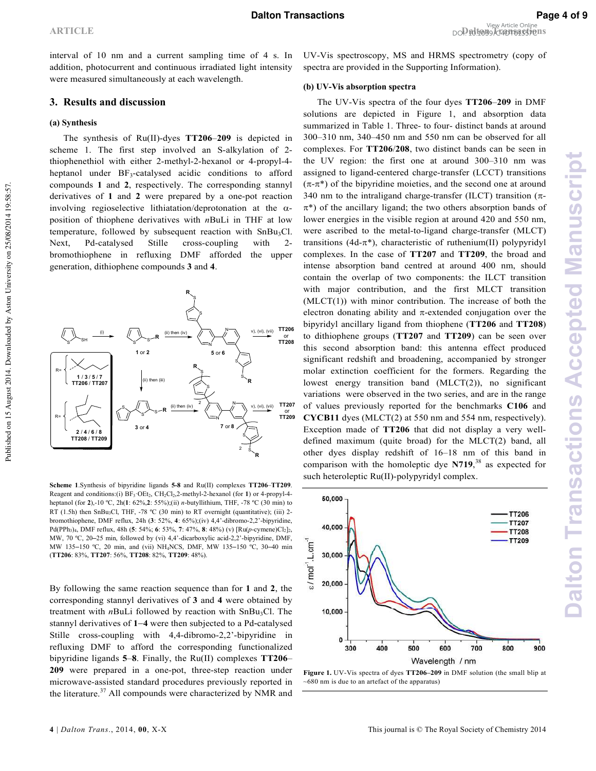interval of 10 nm and a current sampling time of 4 s. In addition, photocurrent and continuous irradiated light intensity were measured simultaneously at each wavelength.

## 3. Results and discussion

### (a) Synthesis

The synthesis of Ru(II)-dyes **TT206**–**209** is depicted in scheme 1. The first step involved an S-alkylation of 2-thiophenethiol with either 2-methyl-2-hexanol or 4-propyl-4-heptanol under $BF_3$-catalysed acidic conditions to afford compounds **1** and **2**, respectively. The corresponding stannyl derivatives of **1** and **2** were prepared by a one-pot reaction involving regioselective lithiatation/deprotonation at the α-position of thiophene derivatives with *n*BuLi in THF at low temperature, followed by subsequent reaction with $SnBu_3Cl$. Next, Pd-catalysed Stille cross-coupling with 2-bromothiophene in refluxing DMF afforded the upper generation, dithiophene compounds **3** and **4**.

**Scheme 1**.Synthesis of bipyridine ligands **5-8** and Ru(II) complexes **TT206**–**TT209**. Reagent and conditions:(i) $BF_3·OEt_2$, $CH_2Cl_2$,2-methyl-2-hexanol (for **1**) or 4-propyl-4-heptanol (for **2**),-10 ºC, 2h(**1**: 62%,**2**: 55%);(ii) *n*-butyllithium, THF, -78 ºC (30 min) to RT (1.5h) then $SnBu_3Cl$, THF, -78 ºC (30 min) to RT overnight (quantitative); (iii) 2-bromothiophene, DMF reflux, 24h (**3**: 52%, **4**: 65%);(iv) 4,4'-dibromo-2,2'-bipyridine, $Pd(PPh_3)_4$, DMF reflux, 48h (**5**: 54%; **6**: 53%, **7**: 47%, **8**: 48%) (v) $[Ru(p\text{-cymene})Cl_2]_2$, MW, 70 ºC, 20–25 min, followed by (vi) 4,4'-dicarboxylic acid-2,2'-bipyridine, DMF, MW 135–150 ºC, 20 min, and (vii) $NH_4NCS$, DMF, MW 135–150 ºC, 30–40 min (**TT206**: 83%, **TT207**: 56%, **TT208**: 82%, **TT209**: 48%).

By following the same reaction sequence than for **1** and **2**, the corresponding stannyl derivatives of **3** and **4** were obtained by treatment with *n*BuLi followed by reaction with $SnBu_3Cl$. The stannyl derivatives of **1**–**4** were then subjected to a Pd-catalysed Stille cross-coupling with 4,4-dibromo-2,2'-bipyridine in refluxing DMF to afford the corresponding functionalized bipyridine ligands **5**–**8**. Finally, the Ru(II) complexes **TT206**–**209** were prepared in a one-pot, three-step reaction under microwave-assisted standard procedures previously reported in the literature.[37] All compounds were characterized by NMR and UV-Vis spectroscopy, MS and HRMS spectrometry (copy of spectra are provided in the Supporting Information).

### (b) UV-Vis absorption spectra

The UV-Vis spectra of the four dyes **TT206**–**209** in DMF solutions are depicted in Figure 1, and absorption data summarized in Table 1. Three- to four- distinct bands at around 300–310 nm, 340–450 nm and 550 nm can be observed for all complexes. For **TT206**/**208**, two distinct bands can be seen in the UV region: the first one at around 300–310 nm was assigned to ligand-centered charge-transfer (LCCT) transitions (π-π\*) of the bipyridine moieties, and the second one at around 340 nm to the intraligand charge-transfer (ILCT) transition (π-π\*) of the ancillary ligand; the two others absorption bands of lower energies in the visible region at around 420 and 550 nm, were ascribed to the metal-to-ligand charge-transfer (MLCT) transitions (4d-π\*), characteristic of ruthenium(II) polypyridyl complexes. In the case of **TT207** and **TT209**, the broad and intense absorption band centred at around 400 nm, should contain the overlap of two components: the ILCT transition with major contribution, and the first MLCT transition (MLCT(1)) with minor contribution. The increase of both the electron donating ability and π-extended conjugation over the bipyridyl ancillary ligand from thiophene (**TT206** and **TT208**) to dithiophene groups (**TT207** and **TT209**) can be seen over this second absorption band: this antenna effect produced significant redshift and broadening, accompanied by stronger molar extinction coefficient for the formers. Regarding the lowest energy transition band (MLCT(2)), no significant variations were observed in the two series, and are in the range of values previously reported for the benchmarks **C106** and **CYCB11** dyes (MLCT(2) at 550 nm and 554 nm, respectively). Exception made of **TT206** that did not display a very well-defined maximum (quite broad) for the MLCT(2) band, all other dyes display redshift of 16–18 nm of this band in comparison with the homoleptic dye **N719**,[38] as expected for such heteroleptic Ru(II)-polypyridyl complex.

**Figure 1.** UV-Vis spectra of dyes **TT206–209** in DMF solution (the small blip at ~680 nm is due to an artefact of the apparatus)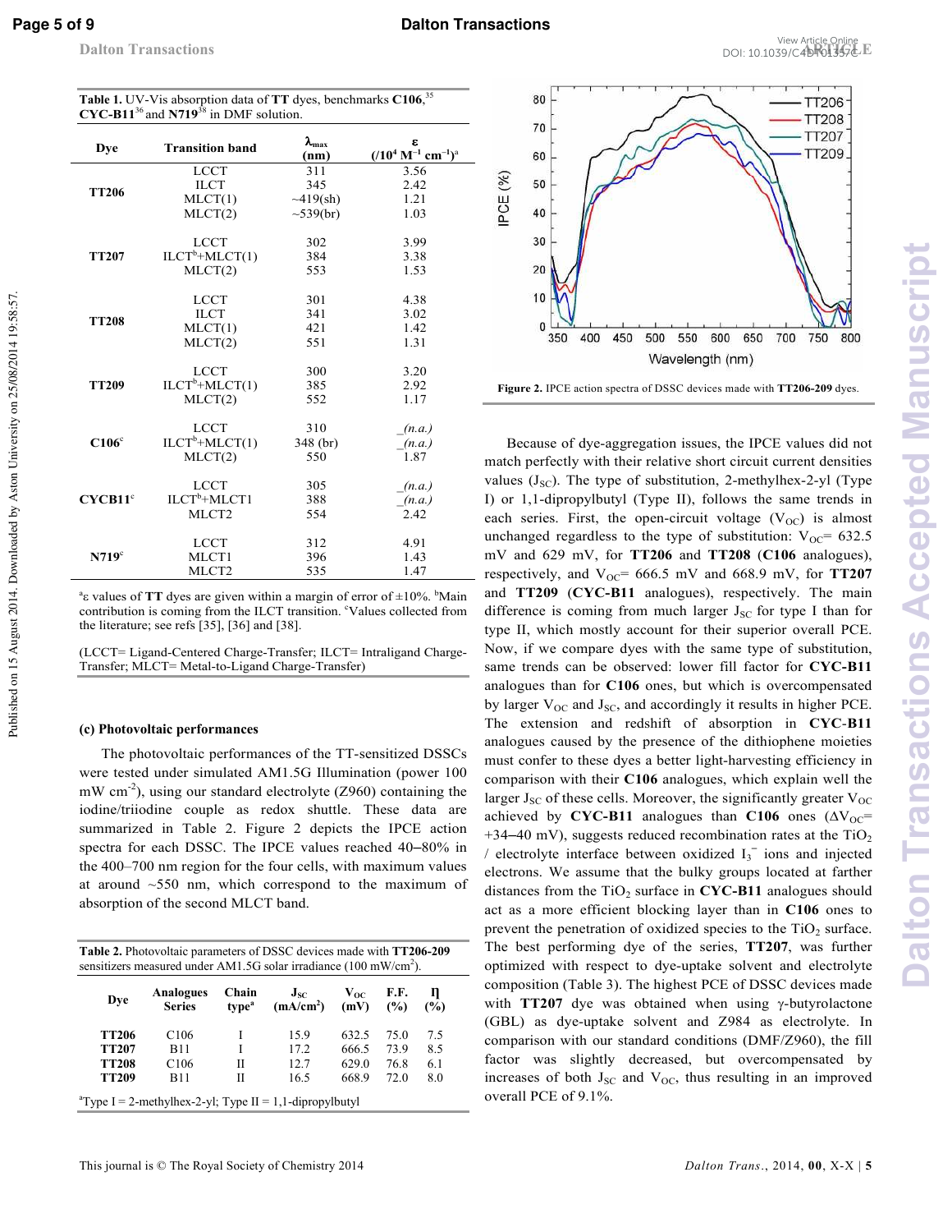**Table 1.** UV-Vis absorption data of **TT** dyes, benchmarks **C106**,[35] **CYC-B11**[36] and **N719**[38] in DMF solution.

| Dye | Transition band | $\lambda_{max}$ (nm) | $\varepsilon$ ($/10^4$ $M^{-1}$ $cm^{-1}$)[a] |
|---|---|---|---|
| **TT206** | LCCT | 311 | 3.56 |
| | ILCT | 345 | 2.42 |
| | MLCT(1) | ~419(sh) | 1.21 |
| | MLCT(2) | ~539(br) | 1.03 |
| **TT207** | LCCT | 302 | 3.99 |
| | ILCT[b]+MLCT(1) | 384 | 3.38 |
| | MLCT(2) | 553 | 1.53 |
| **TT208** | LCCT | 301 | 4.38 |
| | ILCT | 341 | 3.02 |
| | MLCT(1) | 421 | 1.42 |
| | MLCT(2) | 551 | 1.31 |
| **TT209** | LCCT | 300 | 3.20 |
| | ILCT[b]+MLCT(1) | 385 | 2.92 |
| | MLCT(2) | 552 | 1.17 |
| **C106**[c] | LCCT | 310 | _(n.a.) |
| | ILCT[b]+MLCT(1) | 348 (br) | _(n.a.) |
| | MLCT(2) | 550 | 1.87 |
| **CYCB11**[c] | LCCT | 305 | _(n.a.) |
| | ILCT[b]+MLCT1 | 388 | _(n.a.) |
| | MLCT2 | 554 | 2.42 |
| **N719**[c] | LCCT | 312 | 4.91 |
| | MLCT1 | 396 | 1.43 |
| | MLCT2 | 535 | 1.47 |

[a]$\varepsilon$ values of **TT** dyes are given within a margin of error of ±10%. [b]Main contribution is coming from the ILCT transition. [c]Values collected from the literature; see refs [35], [36] and [38].

(LCCT= Ligand-Centered Charge-Transfer; ILCT= Intraligand Charge-Transfer; MLCT= Metal-to-Ligand Charge-Transfer)

### (c) Photovoltaic performances

The photovoltaic performances of the TT-sensitized DSSCs were tested under simulated AM1.5G Illumination (power 100 mW $cm^{-2}$), using our standard electrolyte (Z960) containing the iodine/triiodine couple as redox shuttle. These data are summarized in Table 2. Figure 2 depicts the IPCE action spectra for each DSSC. The IPCE values reached 40–80% in the 400–700 nm region for the four cells, with maximum values at around ~550 nm, which correspond to the maximum of absorption of the second MLCT band.

**Table 2.** Photovoltaic parameters of DSSC devices made with **TT206-209** sensitizers measured under AM1.5G solar irradiance (100 mW/$cm^2$).

| Dye | Analogues Series | Chain type[a] | $J_{SC}$ (mA/$cm^2$) | $V_{OC}$ (mV) | F.F. (%) | η (%) |
|---|---|---|---|---|---|---|
| **TT206** | C106 | I | 15.9 | 632.5 | 75.0 | 7.5 |
| **TT207** | B11 | I | 17.2 | 666.5 | 73.9 | 8.5 |
| **TT208** | C106 | II | 12.7 | 629.0 | 76.8 | 6.1 |
| **TT209** | B11 | II | 16.5 | 668.9 | 72.0 | 8.0 |

[a]Type I = 2-methylhex-2-yl; Type II = 1,1-dipropylbutyl

**Figure 2.** IPCE action spectra of DSSC devices made with **TT206-209** dyes.

Because of dye-aggregation issues, the IPCE values did not match perfectly with their relative short circuit current densities values ($J_{SC}$). The type of substitution, 2-methylhex-2-yl (Type I) or 1,1-dipropylbutyl (Type II), follows the same trends in each series. First, the open-circuit voltage ($V_{OC}$) is almost unchanged regardless to the type of substitution: $V_{OC}$= 632.5 mV and 629 mV, for **TT206** and **TT208** (**C106** analogues), respectively, and $V_{OC}$= 666.5 mV and 668.9 mV, for **TT207** and **TT209** (**CYC-B11** analogues), respectively. The main difference is coming from much larger $J_{SC}$ for type I than for type II, which mostly account for their superior overall PCE. Now, if we compare dyes with the same type of substitution, same trends can be observed: lower fill factor for **CYC-B11** analogues than for **C106** ones, but which is overcompensated by larger $V_{OC}$ and $J_{SC}$, and accordingly it results in higher PCE. The extension and redshift of absorption in **CYC-B11** analogues caused by the presence of the dithiophene moieties must confer to these dyes a better light-harvesting efficiency in comparison with their **C106** analogues, which explain well the larger $J_{SC}$ of these cells. Moreover, the significantly greater $V_{OC}$ achieved by **CYC-B11** analogues than **C106** ones ($\Delta V_{OC}$= +34–40 mV), suggests reduced recombination rates at the $TiO_2$ / electrolyte interface between oxidized $I_3^-$ ions and injected electrons. We assume that the bulky groups located at farther distances from the $TiO_2$ surface in **CYC-B11** analogues should act as a more efficient blocking layer than in **C106** ones to prevent the penetration of oxidized species to the $TiO_2$ surface. The best performing dye of the series, **TT207**, was further optimized with respect to dye-uptake solvent and electrolyte composition (Table 3). The highest PCE of DSSC devices made with **TT207** dye was obtained when using γ-butyrolactone (GBL) as dye-uptake solvent and Z984 as electrolyte. In comparison with our standard conditions (DMF/Z960), the fill factor was slightly decreased, but overcompensated by increases of both $J_{SC}$ and $V_{OC}$, thus resulting in an improved overall PCE of 9.1%.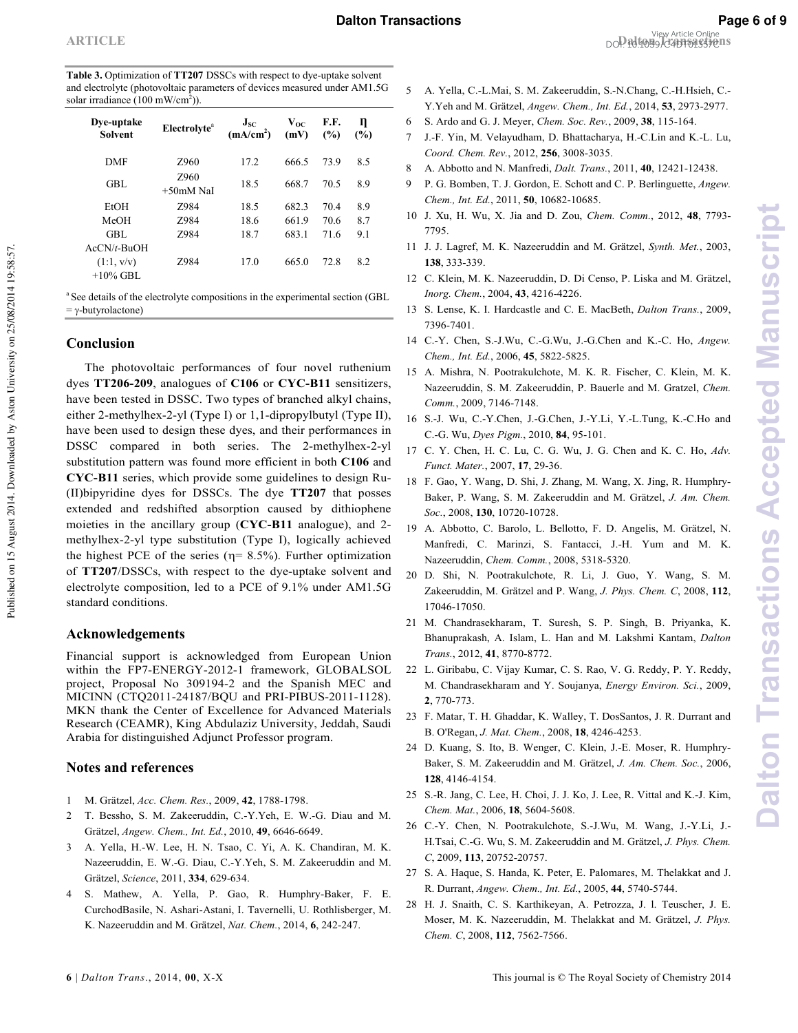**Table 3.** Optimization of **TT207** DSSCs with respect to dye-uptake solvent and electrolyte (photovoltaic parameters of devices measured under AM1.5G solar irradiance (100 mW/cm$^2$)).

| Dye-uptake Solvent | Electrolyte[a] | $J_{SC}$ (mA/cm$^2$) | $V_{OC}$ (mV) | F.F. (%) | η (%) |
|---|---|---|---|---|---|
| DMF | Z960 | 17.2 | 666.5 | 73.9 | 8.5 |
| GBL | Z960 +50mM NaI | 18.5 | 668.7 | 70.5 | 8.9 |
| EtOH | Z984 | 18.5 | 682.3 | 70.4 | 8.9 |
| MeOH | Z984 | 18.6 | 661.9 | 70.6 | 8.7 |
| GBL | Z984 | 18.7 | 683.1 | 71.6 | 9.1 |
| AcCN/*t*-BuOH (1:1, v/v) +10% GBL | Z984 | 17.0 | 665.0 | 72.8 | 8.2 |

[a] See details of the electrolyte compositions in the experimental section (GBL = γ-butyrolactone)

## Conclusion

The photovoltaic performances of four novel ruthenium dyes **TT206-209**, analogues of **C106** or **CYC-B11** sensitizers, have been tested in DSSC. Two types of branched alkyl chains, either 2-methylhex-2-yl (Type I) or 1,1-dipropylbutyl (Type II), have been used to design these dyes, and their performances in DSSC compared in both series. The 2-methylhex-2-yl substitution pattern was found more efficient in both **C106** and **CYC-B11** series, which provide some guidelines to design Ru-(II)bipyridine dyes for DSSCs. The dye **TT207** that posses extended and redshifted absorption caused by dithiophene moieties in the ancillary group (**CYC-B11** analogue), and 2-methylhex-2-yl type substitution (Type I), logically achieved the highest PCE of the series (η= 8.5%). Further optimization of **TT207**/DSSCs, with respect to the dye-uptake solvent and electrolyte composition, led to a PCE of 9.1% under AM1.5G standard conditions.

## Acknowledgements

Financial support is acknowledged from European Union within the FP7-ENERGY-2012-1 framework, GLOBALSOL project, Proposal No 309194-2 and the Spanish MEC and MICINN (CTQ2011-24187/BQU and PRI-PIBUS-2011-1128). MKN thank the Center of Excellence for Advanced Materials Research (CEAMR), King Abdulaziz University, Jeddah, Saudi Arabia for distinguished Adjunct Professor program.

## Notes and references

1. M. Grätzel, *Acc. Chem. Res.*, 2009, **42**, 1788-1798.
2. T. Bessho, S. M. Zakeeruddin, C.-Y.Yeh, E. W.-G. Diau and M. Grätzel, *Angew. Chem., Int. Ed.*, 2010, **49**, 6646-6649.
3. A. Yella, H.-W. Lee, H. N. Tsao, C. Yi, A. K. Chandiran, M. K. Nazeeruddin, E. W.-G. Diau, C.-Y.Yeh, S. M. Zakeeruddin and M. Grätzel, *Science*, 2011, **334**, 629-634.
4. S. Mathew, A. Yella, P. Gao, R. Humphry-Baker, F. E. CurchodBasile, N. Ashari-Astani, I. Tavernelli, U. Rothlisberger, M. K. Nazeeruddin and M. Grätzel, *Nat. Chem.*, 2014, **6**, 242-247.
5. A. Yella, C.-L.Mai, S. M. Zakeeruddin, S.-N.Chang, C.-H.Hsieh, C.-Y.Yeh and M. Grätzel, *Angew. Chem., Int. Ed.*, 2014, **53**, 2973-2977.
6. S. Ardo and G. J. Meyer, *Chem. Soc. Rev.*, 2009, **38**, 115-164.
7. J.-F. Yin, M. Velayudham, D. Bhattacharya, H.-C.Lin and K.-L. Lu, *Coord. Chem. Rev.*, 2012, **256**, 3008-3035.
8. A. Abbotto and N. Manfredi, *Dalt. Trans.*, 2011, **40**, 12421-12438.
9. P. G. Bomben, T. J. Gordon, E. Schott and C. P. Berlinguette, *Angew. Chem., Int. Ed.*, 2011, **50**, 10682-10685.
10. J. Xu, H. Wu, X. Jia and D. Zou, *Chem. Comm.*, 2012, **48**, 7793-7795.
11. J. J. Lagref, M. K. Nazeeruddin and M. Grätzel, *Synth. Met.*, 2003, **138**, 333-339.
12. C. Klein, M. K. Nazeeruddin, D. Di Censo, P. Liska and M. Grätzel, *Inorg. Chem.*, 2004, **43**, 4216-4226.
13. S. Lense, K. I. Hardcastle and C. E. MacBeth, *Dalton Trans.*, 2009, 7396-7401.
14. C.-Y. Chen, S.-J.Wu, C.-G.Wu, J.-G.Chen and K.-C. Ho, *Angew. Chem., Int. Ed.*, 2006, **45**, 5822-5825.
15. A. Mishra, N. Pootrakulchote, M. K. R. Fischer, C. Klein, M. K. Nazeeruddin, S. M. Zakeeruddin, P. Bauerle and M. Gratzel, *Chem. Comm.*, 2009, 7146-7148.
16. S.-J. Wu, C.-Y.Chen, J.-G.Chen, J.-Y.Li, Y.-L.Tung, K.-C.Ho and C.-G. Wu, *Dyes Pigm.*, 2010, **84**, 95-101.
17. C. Y. Chen, H. C. Lu, C. G. Wu, J. G. Chen and K. C. Ho, *Adv. Funct. Mater.*, 2007, **17**, 29-36.
18. F. Gao, Y. Wang, D. Shi, J. Zhang, M. Wang, X. Jing, R. Humphry-Baker, P. Wang, S. M. Zakeeruddin and M. Grätzel, *J. Am. Chem. Soc.*, 2008, **130**, 10720-10728.
19. A. Abbotto, C. Barolo, L. Bellotto, F. D. Angelis, M. Grätzel, N. Manfredi, C. Marinzi, S. Fantacci, J.-H. Yum and M. K. Nazeeruddin, *Chem. Comm.*, 2008, 5318-5320.
20. D. Shi, N. Pootrakulchote, R. Li, J. Guo, Y. Wang, S. M. Zakeeruddin, M. Grätzel and P. Wang, *J. Phys. Chem. C*, 2008, **112**, 17046-17050.
21. M. Chandrasekharam, T. Suresh, S. P. Singh, B. Priyanka, K. Bhanuprakash, A. Islam, L. Han and M. Lakshmi Kantam, *Dalton Trans.*, 2012, **41**, 8770-8772.
22. L. Giribabu, C. Vijay Kumar, C. S. Rao, V. G. Reddy, P. Y. Reddy, M. Chandrasekharam and Y. Soujanya, *Energy Environ. Sci.*, 2009, **2**, 770-773.
23. F. Matar, T. H. Ghaddar, K. Walley, T. DosSantos, J. R. Durrant and B. O'Regan, *J. Mat. Chem.*, 2008, **18**, 4246-4253.
24. D. Kuang, S. Ito, B. Wenger, C. Klein, J.-E. Moser, R. Humphry-Baker, S. M. Zakeeruddin and M. Grätzel, *J. Am. Chem. Soc.*, 2006, **128**, 4146-4154.
25. S.-R. Jang, C. Lee, H. Choi, J. J. Ko, J. Lee, R. Vittal and K.-J. Kim, *Chem. Mat.*, 2006, **18**, 5604-5608.
26. C.-Y. Chen, N. Pootrakulchote, S.-J.Wu, M. Wang, J.-Y.Li, J.-H.Tsai, C.-G. Wu, S. M. Zakeeruddin and M. Grätzel, *J. Phys. Chem. C*, 2009, **113**, 20752-20757.
27. S. A. Haque, S. Handa, K. Peter, E. Palomares, M. Thelakkat and J. R. Durrant, *Angew. Chem., Int. Ed.*, 2005, **44**, 5740-5744.
28. H. J. Snaith, C. S. Karthikeyan, A. Petrozza, J. l. Teuscher, J. E. Moser, M. K. Nazeeruddin, M. Thelakkat and M. Grätzel, *J. Phys. Chem. C*, 2008, **112**, 7562-7566.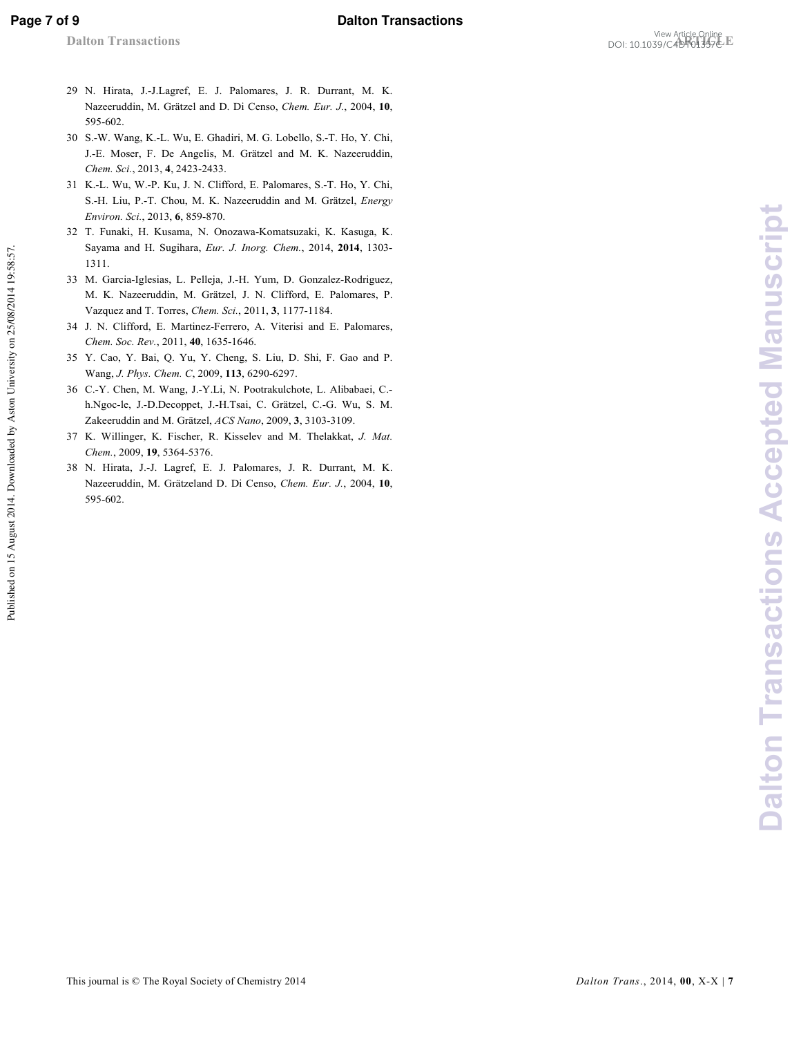29 N. Hirata, J.-J.Lagref, E. J. Palomares, J. R. Durrant, M. K. Nazeeruddin, M. Grätzel and D. Di Censo, *Chem. Eur. J.*, 2004, **10**, 595-602.

30 S.-W. Wang, K.-L. Wu, E. Ghadiri, M. G. Lobello, S.-T. Ho, Y. Chi, J.-E. Moser, F. De Angelis, M. Grätzel and M. K. Nazeeruddin, *Chem. Sci.*, 2013, **4**, 2423-2433.

31 K.-L. Wu, W.-P. Ku, J. N. Clifford, E. Palomares, S.-T. Ho, Y. Chi, S.-H. Liu, P.-T. Chou, M. K. Nazeeruddin and M. Grätzel, *Energy Environ. Sci.*, 2013, **6**, 859-870.

32 T. Funaki, H. Kusama, N. Onozawa-Komatsuzaki, K. Kasuga, K. Sayama and H. Sugihara, *Eur. J. Inorg. Chem.*, 2014, **2014**, 1303-1311.

33 M. Garcia-Iglesias, L. Pelleja, J.-H. Yum, D. Gonzalez-Rodriguez, M. K. Nazeeruddin, M. Grätzel, J. N. Clifford, E. Palomares, P. Vazquez and T. Torres, *Chem. Sci.*, 2011, **3**, 1177-1184.

34 J. N. Clifford, E. Martinez-Ferrero, A. Viterisi and E. Palomares, *Chem. Soc. Rev.*, 2011, **40**, 1635-1646.

35 Y. Cao, Y. Bai, Q. Yu, Y. Cheng, S. Liu, D. Shi, F. Gao and P. Wang, *J. Phys. Chem. C*, 2009, **113**, 6290-6297.

36 C.-Y. Chen, M. Wang, J.-Y.Li, N. Pootrakulchote, L. Alibabaei, C.-h.Ngoc-le, J.-D.Decoppet, J.-H.Tsai, C. Grätzel, C.-G. Wu, S. M. Zakeeruddin and M. Grätzel, *ACS Nano*, 2009, **3**, 3103-3109.

37 K. Willinger, K. Fischer, R. Kisselev and M. Thelakkat, *J. Mat. Chem.*, 2009, **19**, 5364-5376.

38 N. Hirata, J.-J. Lagref, E. J. Palomares, J. R. Durrant, M. K. Nazeeruddin, M. Grätzeland D. Di Censo, *Chem. Eur. J.*, 2004, **10**, 595-602.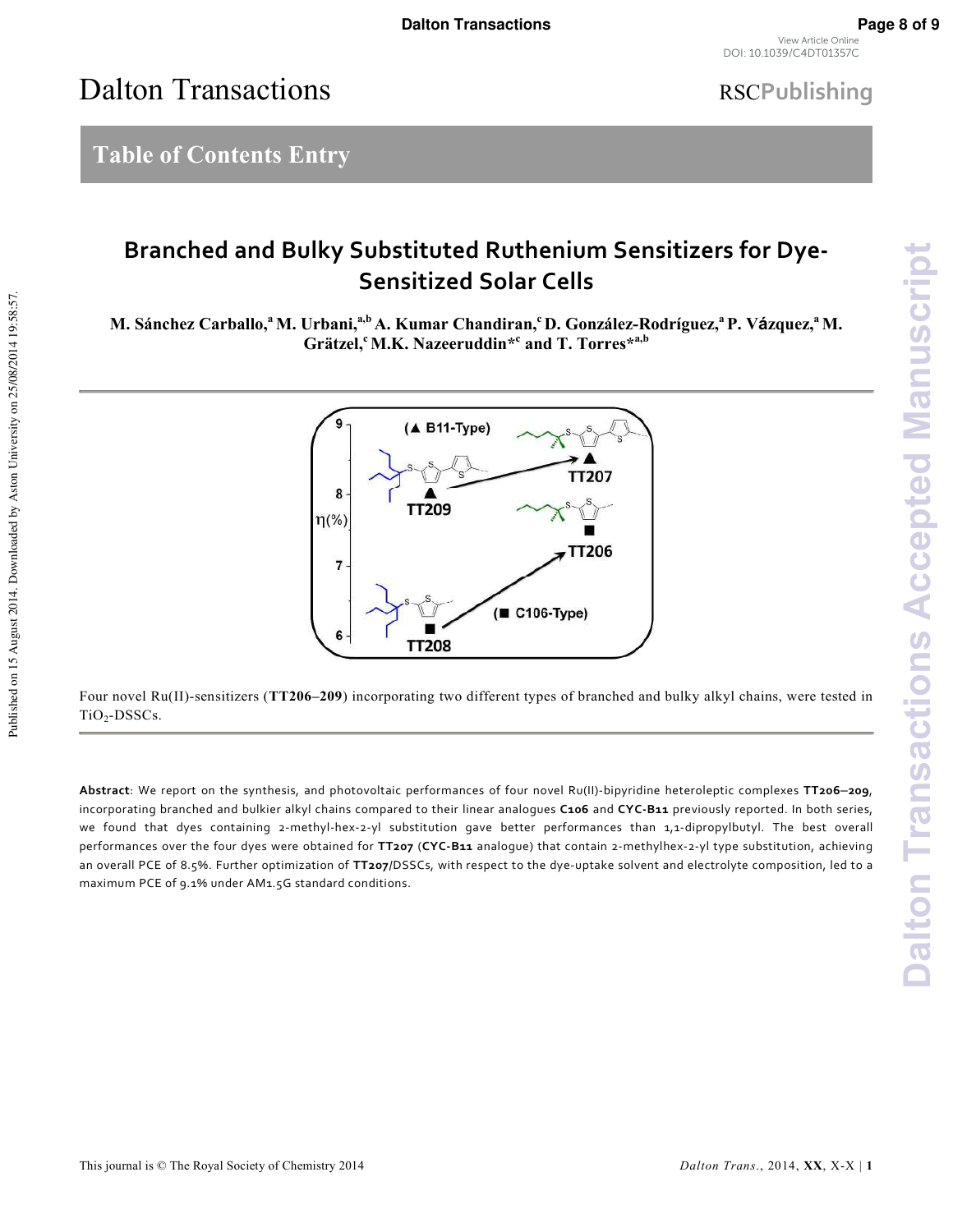# Table of Contents Entry

## Branched and Bulky Substituted Ruthenium Sensitizers for Dye-Sensitized Solar Cells

**M. Sánchez Carballo,[a] M. Urbani,[a,b] A. Kumar Chandiran,[c] D. González-Rodríguez,[a] P. Vázquez,[a] M. Grätzel,[c] M.K. Nazeeruddin*[c] and T. Torres*[a,b]**

Four novel Ru(II)-sensitizers (**TT206–209**) incorporating two different types of branched and bulky alkyl chains, were tested in $TiO_2$-DSSCs.

**Abstract**: We report on the synthesis, and photovoltaic performances of four novel Ru(II)-bipyridine heteroleptic complexes **TT206–209**, incorporating branched and bulkier alkyl chains compared to their linear analogues **C106** and **CYC-B11** previously reported. In both series, we found that dyes containing 2-methyl-hex-2-yl substitution gave better performances than 1,1-dipropylbutyl. The best overall performances over the four dyes were obtained for **TT207** (**CYC-B11** analogue) that contain 2-methylhex-2-yl type substitution, achieving an overall PCE of 8.5%. Further optimization of **TT207**/DSSCs, with respect to the dye-uptake solvent and electrolyte composition, led to a maximum PCE of 9.1% under AM1.5G standard conditions.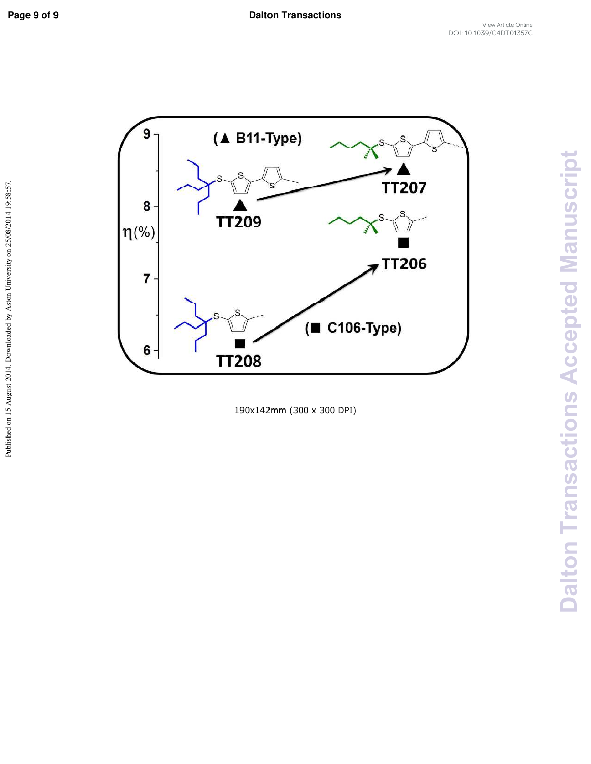9

(▲ B11-Type)

TT207

8

TT209

η(%)

TT206

7

(■ C106-Type)

6

TT208

190x142mm (300 x 300 DPI)